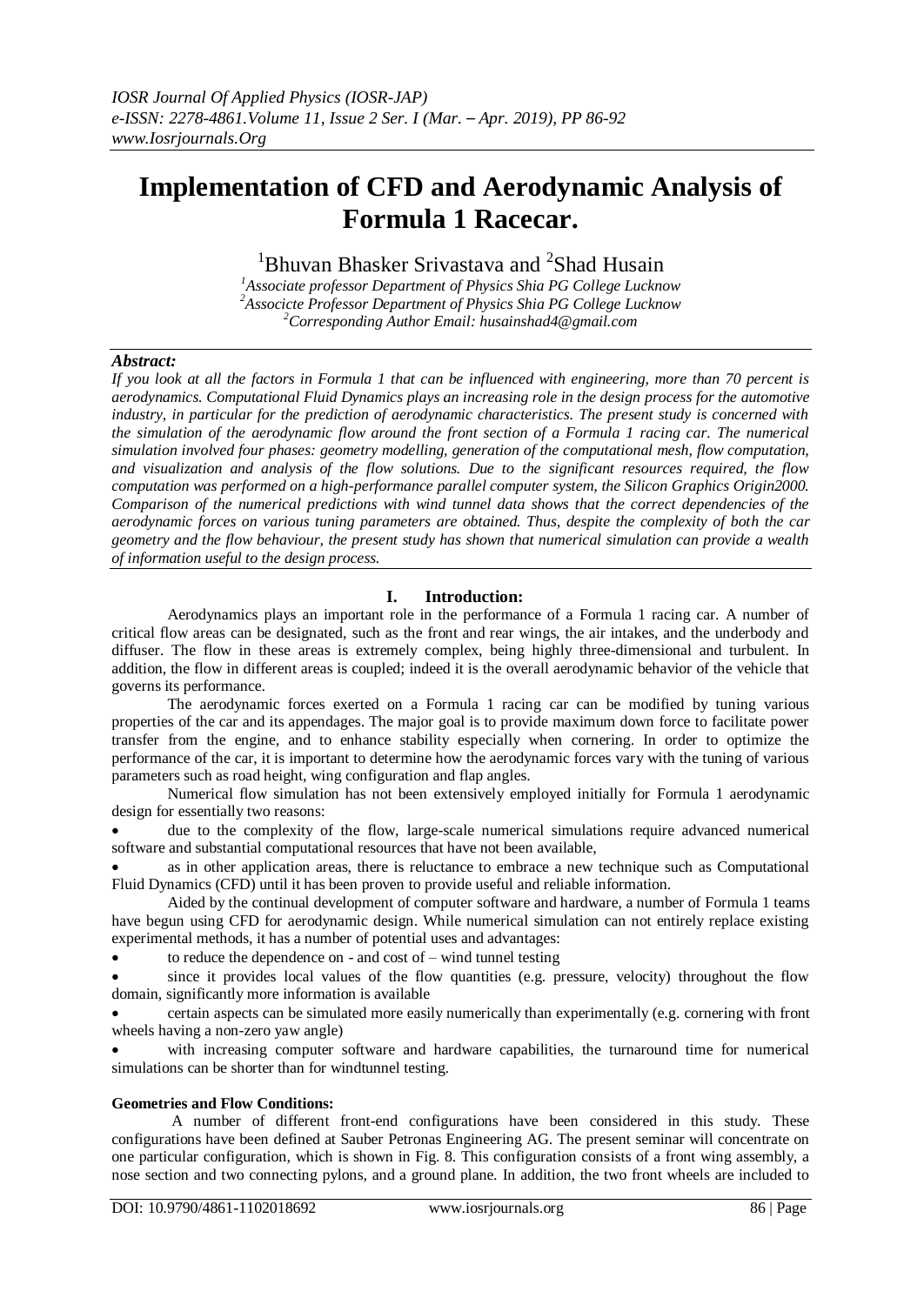# Implementation of CFD and Aerodynamic Analysis of Formula 1 Racecar.

[1]Bhuvan Bhasker Srivastava and [2]Shad Husain

*[1]Associate professor Department of Physics Shia PG College Lucknow*
*[2]Associcte Professor Department of Physics Shia PG College Lucknow*
*[2]Corresponding Author Email: husainshad4@gmail.com*

***Abstract:***

*If you look at all the factors in Formula 1 that can be influenced with engineering, more than 70 percent is aerodynamics. Computational Fluid Dynamics plays an increasing role in the design process for the automotive industry, in particular for the prediction of aerodynamic characteristics. The present study is concerned with the simulation of the aerodynamic flow around the front section of a Formula 1 racing car. The numerical simulation involved four phases: geometry modelling, generation of the computational mesh, flow computation, and visualization and analysis of the flow solutions. Due to the significant resources required, the flow computation was performed on a high-performance parallel computer system, the Silicon Graphics Origin2000. Comparison of the numerical predictions with wind tunnel data shows that the correct dependencies of the aerodynamic forces on various tuning parameters are obtained. Thus, despite the complexity of both the car geometry and the flow behaviour, the present study has shown that numerical simulation can provide a wealth of information useful to the design process.*

## I. Introduction:

Aerodynamics plays an important role in the performance of a Formula 1 racing car. A number of critical flow areas can be designated, such as the front and rear wings, the air intakes, and the underbody and diffuser. The flow in these areas is extremely complex, being highly three-dimensional and turbulent. In addition, the flow in different areas is coupled; indeed it is the overall aerodynamic behavior of the vehicle that governs its performance.

The aerodynamic forces exerted on a Formula 1 racing car can be modified by tuning various properties of the car and its appendages. The major goal is to provide maximum down force to facilitate power transfer from the engine, and to enhance stability especially when cornering. In order to optimize the performance of the car, it is important to determine how the aerodynamic forces vary with the tuning of various parameters such as road height, wing configuration and flap angles.

Numerical flow simulation has not been extensively employed initially for Formula 1 aerodynamic design for essentially two reasons:

- due to the complexity of the flow, large-scale numerical simulations require advanced numerical software and substantial computational resources that have not been available,
- as in other application areas, there is reluctance to embrace a new technique such as Computational Fluid Dynamics (CFD) until it has been proven to provide useful and reliable information.

Aided by the continual development of computer software and hardware, a number of Formula 1 teams have begun using CFD for aerodynamic design. While numerical simulation can not entirely replace existing experimental methods, it has a number of potential uses and advantages:

- to reduce the dependence on - and cost of – wind tunnel testing
- since it provides local values of the flow quantities (e.g. pressure, velocity) throughout the flow domain, significantly more information is available
- certain aspects can be simulated more easily numerically than experimentally (e.g. cornering with front wheels having a non-zero yaw angle)
- with increasing computer software and hardware capabilities, the turnaround time for numerical simulations can be shorter than for windtunnel testing.

**Geometries and Flow Conditions:**

A number of different front-end configurations have been considered in this study. These configurations have been defined at Sauber Petronas Engineering AG. The present seminar will concentrate on one particular configuration, which is shown in Fig. 8. This configuration consists of a front wing assembly, a nose section and two connecting pylons, and a ground plane. In addition, the two front wheels are included to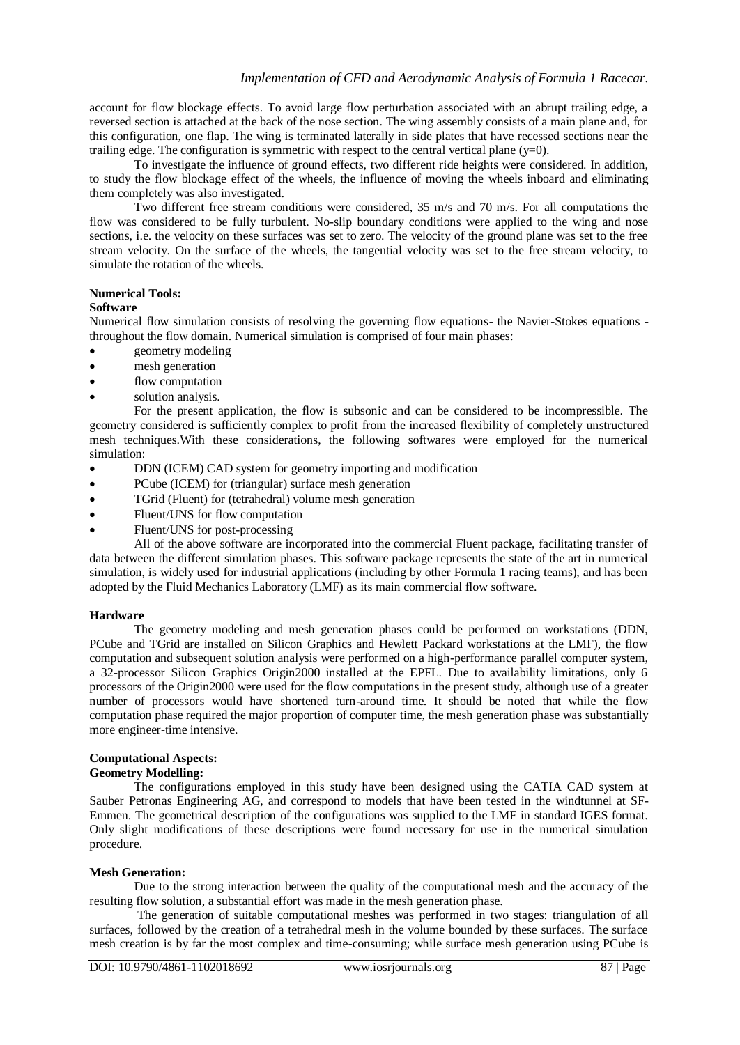account for flow blockage effects. To avoid large flow perturbation associated with an abrupt trailing edge, a reversed section is attached at the back of the nose section. The wing assembly consists of a main plane and, for this configuration, one flap. The wing is terminated laterally in side plates that have recessed sections near the trailing edge. The configuration is symmetric with respect to the central vertical plane ($y=0$).

To investigate the influence of ground effects, two different ride heights were considered. In addition, to study the flow blockage effect of the wheels, the influence of moving the wheels inboard and eliminating them completely was also investigated.

Two different free stream conditions were considered, 35 m/s and 70 m/s. For all computations the flow was considered to be fully turbulent. No-slip boundary conditions were applied to the wing and nose sections, i.e. the velocity on these surfaces was set to zero. The velocity of the ground plane was set to the free stream velocity. On the surface of the wheels, the tangential velocity was set to the free stream velocity, to simulate the rotation of the wheels.

## Numerical Tools:

### Software

Numerical flow simulation consists of resolving the governing flow equations- the Navier-Stokes equations - throughout the flow domain. Numerical simulation is comprised of four main phases:

- geometry modeling
- mesh generation
- flow computation
- solution analysis.

For the present application, the flow is subsonic and can be considered to be incompressible. The geometry considered is sufficiently complex to profit from the increased flexibility of completely unstructured mesh techniques.With these considerations, the following softwares were employed for the numerical simulation:

- DDN (ICEM) CAD system for geometry importing and modification
- PCube (ICEM) for (triangular) surface mesh generation
- TGrid (Fluent) for (tetrahedral) volume mesh generation
- Fluent/UNS for flow computation
- Fluent/UNS for post-processing

All of the above software are incorporated into the commercial Fluent package, facilitating transfer of data between the different simulation phases. This software package represents the state of the art in numerical simulation, is widely used for industrial applications (including by other Formula 1 racing teams), and has been adopted by the Fluid Mechanics Laboratory (LMF) as its main commercial flow software.

### Hardware

The geometry modeling and mesh generation phases could be performed on workstations (DDN, PCube and TGrid are installed on Silicon Graphics and Hewlett Packard workstations at the LMF), the flow computation and subsequent solution analysis were performed on a high-performance parallel computer system, a 32-processor Silicon Graphics Origin2000 installed at the EPFL. Due to availability limitations, only 6 processors of the Origin2000 were used for the flow computations in the present study, although use of a greater number of processors would have shortened turn-around time. It should be noted that while the flow computation phase required the major proportion of computer time, the mesh generation phase was substantially more engineer-time intensive.

## Computational Aspects:

### Geometry Modelling:

The configurations employed in this study have been designed using the CATIA CAD system at Sauber Petronas Engineering AG, and correspond to models that have been tested in the windtunnel at SF-Emmen. The geometrical description of the configurations was supplied to the LMF in standard IGES format. Only slight modifications of these descriptions were found necessary for use in the numerical simulation procedure.

### Mesh Generation:

Due to the strong interaction between the quality of the computational mesh and the accuracy of the resulting flow solution, a substantial effort was made in the mesh generation phase.

The generation of suitable computational meshes was performed in two stages: triangulation of all surfaces, followed by the creation of a tetrahedral mesh in the volume bounded by these surfaces. The surface mesh creation is by far the most complex and time-consuming; while surface mesh generation using PCube is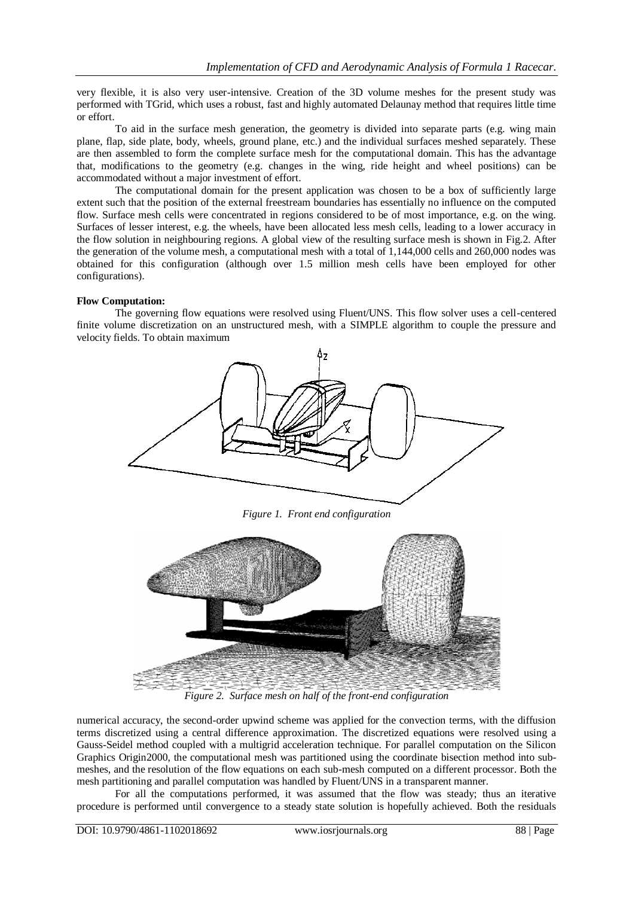very flexible, it is also very user-intensive. Creation of the 3D volume meshes for the present study was performed with TGrid, which uses a robust, fast and highly automated Delaunay method that requires little time or effort.

To aid in the surface mesh generation, the geometry is divided into separate parts (e.g. wing main plane, flap, side plate, body, wheels, ground plane, etc.) and the individual surfaces meshed separately. These are then assembled to form the complete surface mesh for the computational domain. This has the advantage that, modifications to the geometry (e.g. changes in the wing, ride height and wheel positions) can be accommodated without a major investment of effort.

The computational domain for the present application was chosen to be a box of sufficiently large extent such that the position of the external freestream boundaries has essentially no influence on the computed flow. Surface mesh cells were concentrated in regions considered to be of most importance, e.g. on the wing. Surfaces of lesser interest, e.g. the wheels, have been allocated less mesh cells, leading to a lower accuracy in the flow solution in neighbouring regions. A global view of the resulting surface mesh is shown in Fig.2. After the generation of the volume mesh, a computational mesh with a total of 1,144,000 cells and 260,000 nodes was obtained for this configuration (although over 1.5 million mesh cells have been employed for other configurations).

**Flow Computation:**

The governing flow equations were resolved using Fluent/UNS. This flow solver uses a cell-centered finite volume discretization on an unstructured mesh, with a SIMPLE algorithm to couple the pressure and velocity fields. To obtain maximum numerical accuracy, the second-order upwind scheme was applied for the convection terms, with the diffusion terms discretized using a central difference approximation. The discretized equations were resolved using a Gauss-Seidel method coupled with a multigrid acceleration technique. For parallel computation on the Silicon Graphics Origin2000, the computational mesh was partitioned using the coordinate bisection method into sub-meshes, and the resolution of the flow equations on each sub-mesh computed on a different processor. Both the mesh partitioning and parallel computation was handled by Fluent/UNS in a transparent manner.

*Figure 1. Front end configuration*

*Figure 2. Surface mesh on half of the front-end configuration*

For all the computations performed, it was assumed that the flow was steady; thus an iterative procedure is performed until convergence to a steady state solution is hopefully achieved. Both the residuals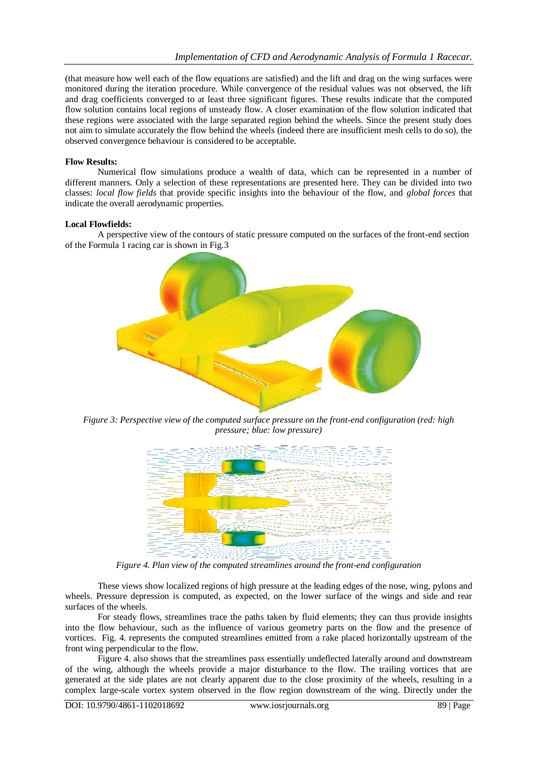(that measure how well each of the flow equations are satisfied) and the lift and drag on the wing surfaces were monitored during the iteration procedure. While convergence of the residual values was not observed, the lift and drag coefficients converged to at least three significant figures. These results indicate that the computed flow solution contains local regions of unsteady flow. A closer examination of the flow solution indicated that these regions were associated with the large separated region behind the wheels. Since the present study does not aim to simulate accurately the flow behind the wheels (indeed there are insufficient mesh cells to do so), the observed convergence behaviour is considered to be acceptable.

**Flow Results:**

Numerical flow simulations produce a wealth of data, which can be represented in a number of different manners. Only a selection of these representations are presented here. They can be divided into two classes: *local flow fields* that provide specific insights into the behaviour of the flow, and *global forces* that indicate the overall aerodynamic properties.

**Local Flowfields:**

A perspective view of the contours of static pressure computed on the surfaces of the front-end section of the Formula 1 racing car is shown in Fig.3

*Figure 3: Perspective view of the computed surface pressure on the front-end configuration (red: high pressure; blue: low pressure)*

*Figure 4. Plan view of the computed streamlines around the front-end configuration*

These views show localized regions of high pressure at the leading edges of the nose, wing, pylons and wheels. Pressure depression is computed, as expected, on the lower surface of the wings and side and rear surfaces of the wheels.

For steady flows, streamlines trace the paths taken by fluid elements; they can thus provide insights into the flow behaviour, such as the influence of various geometry parts on the flow and the presence of vortices. Fig. 4. represents the computed streamlines emitted from a rake placed horizontally upstream of the front wing perpendicular to the flow.

Figure 4. also shows that the streamlines pass essentially undeflected laterally around and downstream of the wing, although the wheels provide a major disturbance to the flow. The trailing vortices that are generated at the side plates are not clearly apparent due to the close proximity of the wheels, resulting in a complex large-scale vortex system observed in the flow region downstream of the wing. Directly under the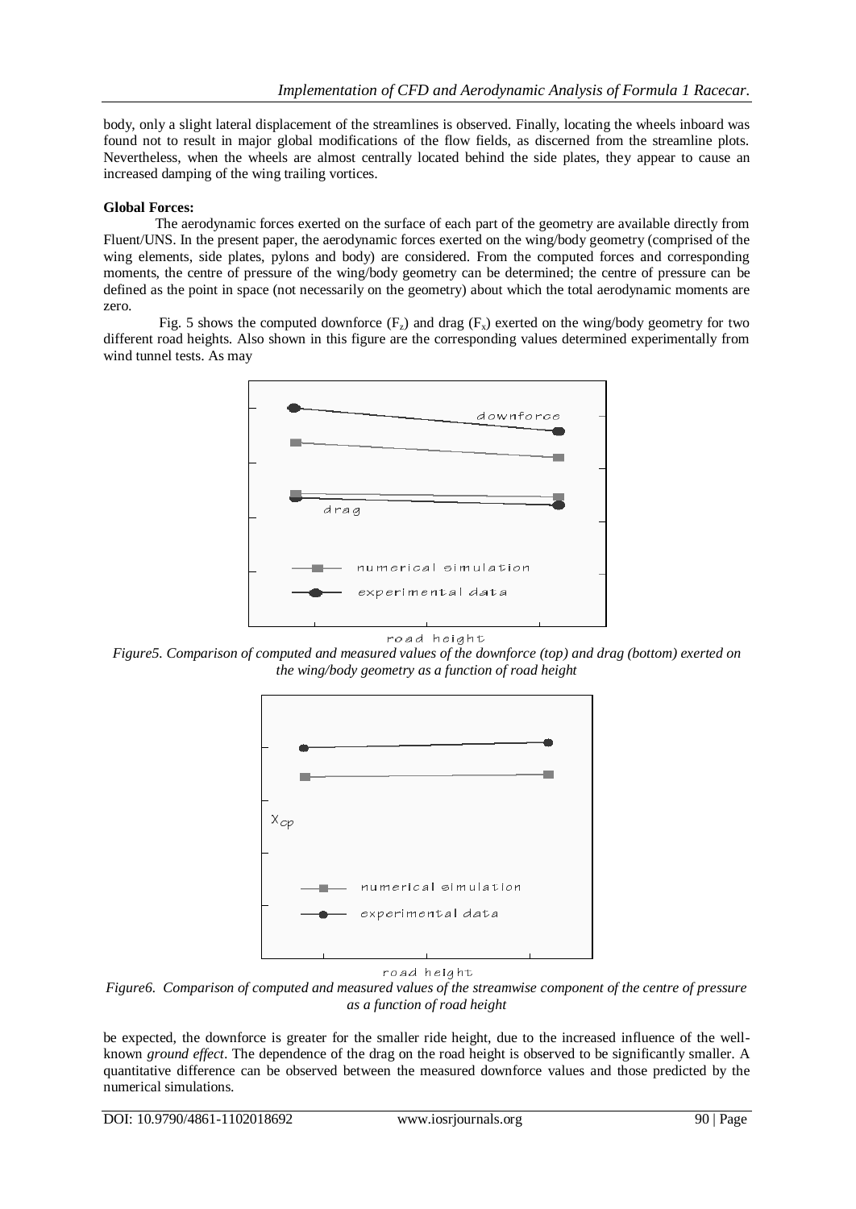body, only a slight lateral displacement of the streamlines is observed. Finally, locating the wheels inboard was found not to result in major global modifications of the flow fields, as discerned from the streamline plots. Nevertheless, when the wheels are almost centrally located behind the side plates, they appear to cause an increased damping of the wing trailing vortices.

**Global Forces:**

The aerodynamic forces exerted on the surface of each part of the geometry are available directly from Fluent/UNS. In the present paper, the aerodynamic forces exerted on the wing/body geometry (comprised of the wing elements, side plates, pylons and body) are considered. From the computed forces and corresponding moments, the centre of pressure of the wing/body geometry can be determined; the centre of pressure can be defined as the point in space (not necessarily on the geometry) about which the total aerodynamic moments are zero.

Fig. 5 shows the computed downforce ($F_z$) and drag ($F_x$) exerted on the wing/body geometry for two different road heights. Also shown in this figure are the corresponding values determined experimentally from wind tunnel tests. As may

*Figure5. Comparison of computed and measured values of the downforce (top) and drag (bottom) exerted on the wing/body geometry as a function of road height*

*Figure6. Comparison of computed and measured values of the streamwise component of the centre of pressure as a function of road height*

be expected, the downforce is greater for the smaller ride height, due to the increased influence of the well-known *ground effect*. The dependence of the drag on the road height is observed to be significantly smaller. A quantitative difference can be observed between the measured downforce values and those predicted by the numerical simulations.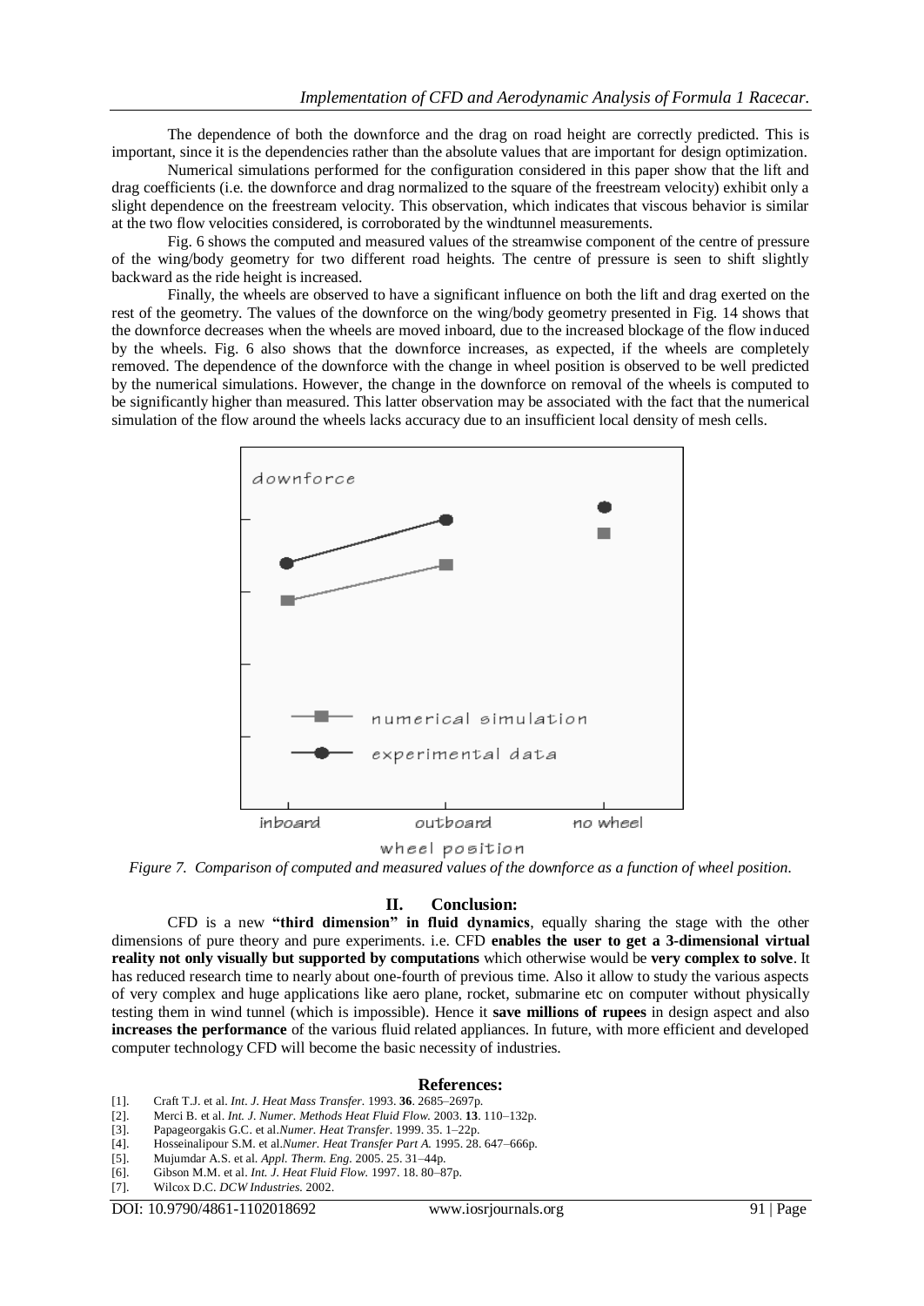The dependence of both the downforce and the drag on road height are correctly predicted. This is important, since it is the dependencies rather than the absolute values that are important for design optimization.

Numerical simulations performed for the configuration considered in this paper show that the lift and drag coefficients (i.e. the downforce and drag normalized to the square of the freestream velocity) exhibit only a slight dependence on the freestream velocity. This observation, which indicates that viscous behavior is similar at the two flow velocities considered, is corroborated by the windtunnel measurements.

Fig. 6 shows the computed and measured values of the streamwise component of the centre of pressure of the wing/body geometry for two different road heights. The centre of pressure is seen to shift slightly backward as the ride height is increased.

Finally, the wheels are observed to have a significant influence on both the lift and drag exerted on the rest of the geometry. The values of the downforce on the wing/body geometry presented in Fig. 14 shows that the downforce decreases when the wheels are moved inboard, due to the increased blockage of the flow induced by the wheels. Fig. 6 also shows that the downforce increases, as expected, if the wheels are completely removed. The dependence of the downforce with the change in wheel position is observed to be well predicted by the numerical simulations. However, the change in the downforce on removal of the wheels is computed to be significantly higher than measured. This latter observation may be associated with the fact that the numerical simulation of the flow around the wheels lacks accuracy due to an insufficient local density of mesh cells.

*Figure 7. Comparison of computed and measured values of the downforce as a function of wheel position.*

## II. Conclusion:

CFD is a new **"third dimension" in fluid dynamics**, equally sharing the stage with the other dimensions of pure theory and pure experiments. i.e. CFD **enables the user to get a 3-dimensional virtual reality not only visually but supported by computations** which otherwise would be **very complex to solve**. It has reduced research time to nearly about one-fourth of previous time. Also it allow to study the various aspects of very complex and huge applications like aero plane, rocket, submarine etc on computer without physically testing them in wind tunnel (which is impossible). Hence it **save millions of rupees** in design aspect and also **increases the performance** of the various fluid related appliances. In future, with more efficient and developed computer technology CFD will become the basic necessity of industries.

## References:

[1]. Craft T.J. et al. *Int. J. Heat Mass Transfer.* 1993. **36**. 2685–2697p.
[2]. Merci B. et al. *Int. J. Numer. Methods Heat Fluid Flow.* 2003. **13**. 110–132p.
[3]. Papageorgakis G.C. et al.*Numer. Heat Transfer.* 1999. 35. 1–22p.
[4]. Hosseinalipour S.M. et al.*Numer. Heat Transfer Part A.* 1995. 28. 647–666p.
[5]. Mujumdar A.S. et al. *Appl. Therm. Eng.* 2005. 25. 31–44p.
[6]. Gibson M.M. et al. *Int. J. Heat Fluid Flow.* 1997. 18. 80–87p.
[7]. Wilcox D.C. *DCW Industries.* 2002.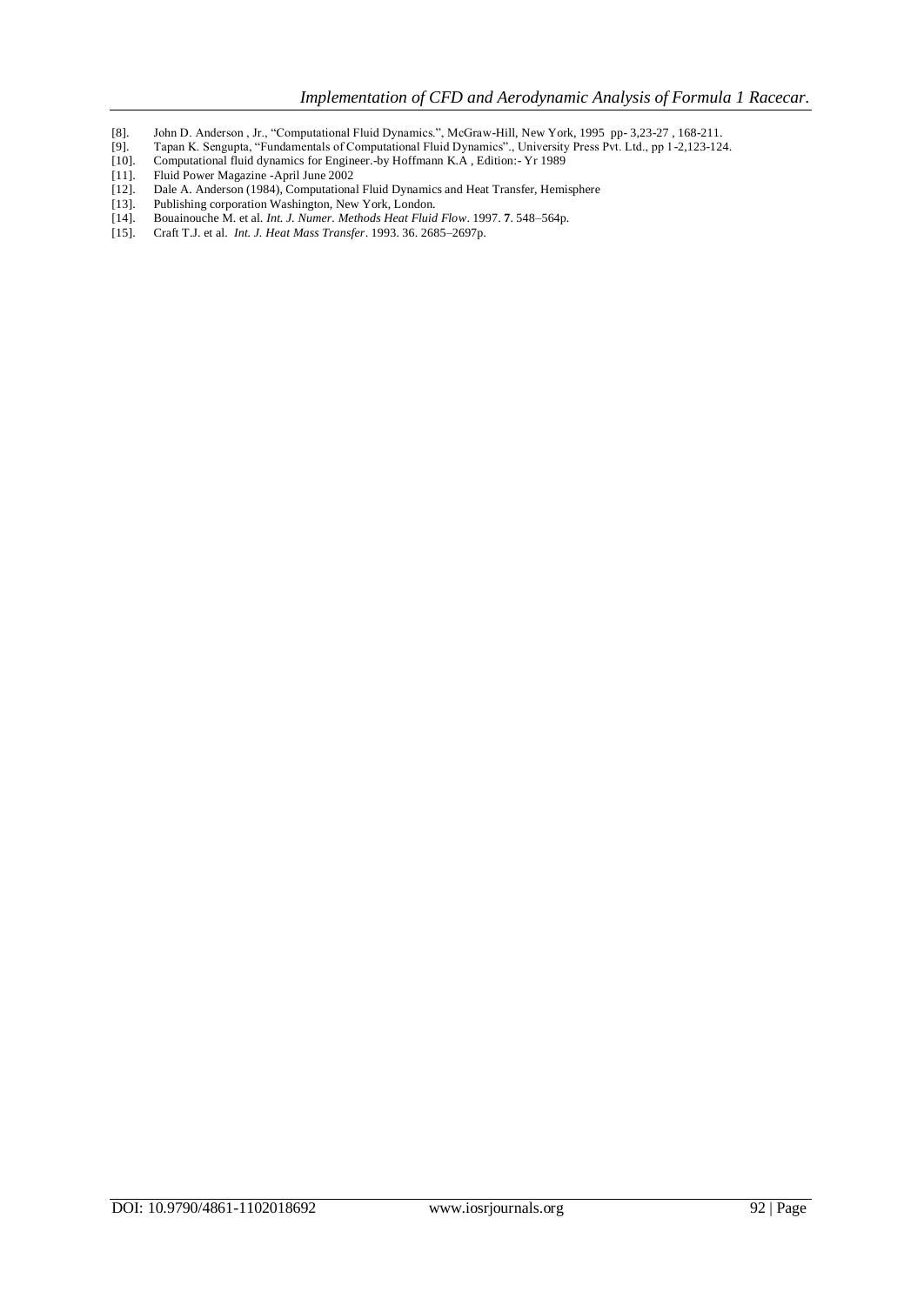[8]. John D. Anderson , Jr., "Computational Fluid Dynamics.", McGraw-Hill, New York, 1995 pp- 3,23-27 , 168-211.

[9]. Tapan K. Sengupta, "Fundamentals of Computational Fluid Dynamics"., University Press Pvt. Ltd., pp 1-2,123-124.

[10]. Computational fluid dynamics for Engineer.-by Hoffmann K.A , Edition:- Yr 1989

[11]. Fluid Power Magazine -April June 2002

[12]. Dale A. Anderson (1984), Computational Fluid Dynamics and Heat Transfer, Hemisphere

[13]. Publishing corporation Washington, New York, London.

[14]. Bouainouche M. et al. *Int. J. Numer. Methods Heat Fluid Flow*. 1997. **7**. 548–564p.

[15]. Craft T.J. et al. *Int. J. Heat Mass Transfer*. 1993. 36. 2685–2697p.